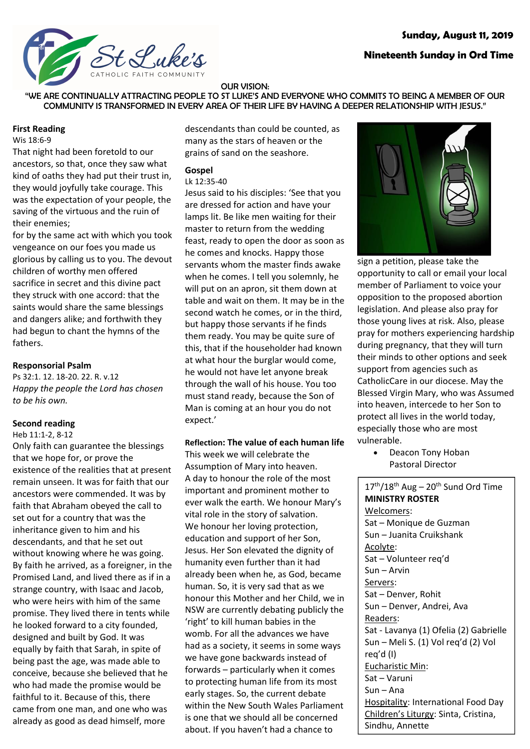St Luke's CATHOLIC FAITH COMMUNITY

**Sunday, August 11, 2019**

**Nineteenth Sunday in Ord Time**

OUR VISION:
"WE ARE CONTINUALLY ATTRACTING PEOPLE TO ST LUKE'S AND EVERYONE WHO COMMITS TO BEING A MEMBER OF OUR COMMUNITY IS TRANSFORMED IN EVERY AREA OF THEIR LIFE BY HAVING A DEEPER RELATIONSHIP WITH JESUS."

## First Reading

Wis 18:6-9

That night had been foretold to our ancestors, so that, once they saw what kind of oaths they had put their trust in, they would joyfully take courage. This was the expectation of your people, the saving of the virtuous and the ruin of their enemies;
for by the same act with which you took vengeance on our foes you made us glorious by calling us to you. The devout children of worthy men offered sacrifice in secret and this divine pact they struck with one accord: that the saints would share the same blessings and dangers alike; and forthwith they had begun to chant the hymns of the fathers.

## Responsorial Psalm

Ps 32:1. 12. 18-20. 22. R. v.12

*Happy the people the Lord has chosen to be his own.*

## Second reading

Heb 11:1-2, 8-12

Only faith can guarantee the blessings that we hope for, or prove the existence of the realities that at present remain unseen. It was for faith that our ancestors were commended. It was by faith that Abraham obeyed the call to set out for a country that was the inheritance given to him and his descendants, and that he set out without knowing where he was going. By faith he arrived, as a foreigner, in the Promised Land, and lived there as if in a strange country, with Isaac and Jacob, who were heirs with him of the same promise. They lived there in tents while he looked forward to a city founded, designed and built by God. It was equally by faith that Sarah, in spite of being past the age, was made able to conceive, because she believed that he who had made the promise would be faithful to it. Because of this, there came from one man, and one who was already as good as dead himself, more descendants than could be counted, as many as the stars of heaven or the grains of sand on the seashore.

## Gospel

Lk 12:35-40

Jesus said to his disciples: 'See that you are dressed for action and have your lamps lit. Be like men waiting for their master to return from the wedding feast, ready to open the door as soon as he comes and knocks. Happy those servants whom the master finds awake when he comes. I tell you solemnly, he will put on an apron, sit them down at table and wait on them. It may be in the second watch he comes, or in the third, but happy those servants if he finds them ready. You may be quite sure of this, that if the householder had known at what hour the burglar would come, he would not have let anyone break through the wall of his house. You too must stand ready, because the Son of Man is coming at an hour you do not expect.'

## Reflection: The value of each human life

This week we will celebrate the Assumption of Mary into heaven. A day to honour the role of the most important and prominent mother to ever walk the earth. We honour Mary's vital role in the story of salvation. We honour her loving protection, education and support of her Son, Jesus. Her Son elevated the dignity of humanity even further than it had already been when he, as God, became human. So, it is very sad that as we honour this Mother and her Child, we in NSW are currently debating publicly the 'right' to kill human babies in the womb. For all the advances we have had as a society, it seems in some ways we have gone backwards instead of forwards – particularly when it comes to protecting human life from its most early stages. So, the current debate within the New South Wales Parliament is one that we should all be concerned about. If you haven't had a chance to sign a petition, please take the opportunity to call or email your local member of Parliament to voice your opposition to the proposed abortion legislation. And please also pray for those young lives at risk. Also, please pray for mothers experiencing hardship during pregnancy, that they will turn their minds to other options and seek support from agencies such as CatholicCare in our diocese. May the Blessed Virgin Mary, who was Assumed into heaven, intercede to her Son to protect all lives in the world today, especially those who are most vulnerable.

- Deacon Tony Hoban
  Pastoral Director

17th/18th Aug – 20th Sund Ord Time

**MINISTRY ROSTER**

Welcomers:
Sat – Monique de Guzman
Sun – Juanita Cruikshank

Acolyte:
Sat – Volunteer req'd
Sun – Arvin

Servers:
Sat – Denver, Rohit
Sun – Denver, Andrei, Ava

Readers:
Sat - Lavanya (1) Ofelia (2) Gabrielle
Sun – Meli S. (1) Vol req'd (2) Vol req'd (I)

Eucharistic Min:
Sat – Varuni
Sun – Ana

Hospitality: International Food Day

Children's Liturgy: Sinta, Cristina, Sindhu, Annette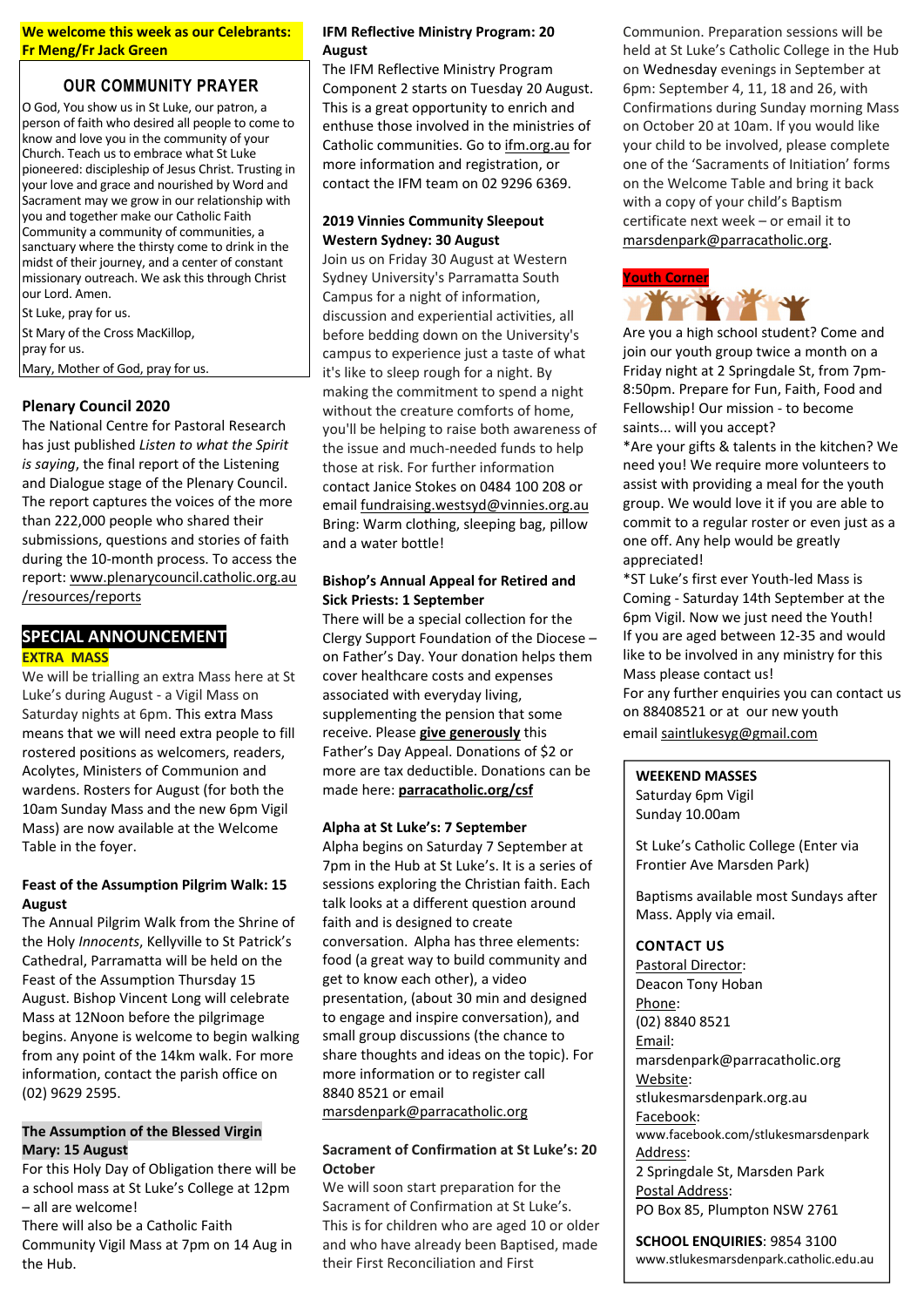**We welcome this week as our Celebrants: Fr Meng/Fr Jack Green**

## OUR COMMUNITY PRAYER

O God, You show us in St Luke, our patron, a person of faith who desired all people to come to know and love you in the community of your Church. Teach us to embrace what St Luke pioneered: discipleship of Jesus Christ. Trusting in your love and grace and nourished by Word and Sacrament may we grow in our relationship with you and together make our Catholic Faith Community a community of communities, a sanctuary where the thirsty come to drink in the midst of their journey, and a center of constant missionary outreach. We ask this through Christ our Lord. Amen.

St Luke, pray for us.

St Mary of the Cross MacKillop, pray for us.

Mary, Mother of God, pray for us.

### Plenary Council 2020

The National Centre for Pastoral Research has just published *Listen to what the Spirit is saying*, the final report of the Listening and Dialogue stage of the Plenary Council. The report captures the voices of the more than 222,000 people who shared their submissions, questions and stories of faith during the 10-month process. To access the report: www.plenarycouncil.catholic.org.au/resources/reports

## SPECIAL ANNOUNCEMENT

**EXTRA MASS**

We will be trialling an extra Mass here at St Luke's during August - a Vigil Mass on Saturday nights at 6pm. This extra Mass means that we will need extra people to fill rostered positions as welcomers, readers, Acolytes, Ministers of Communion and wardens. Rosters for August (for both the 10am Sunday Mass and the new 6pm Vigil Mass) are now available at the Welcome Table in the foyer.

### Feast of the Assumption Pilgrim Walk: 15 August

The Annual Pilgrim Walk from the Shrine of the Holy *Innocents*, Kellyville to St Patrick's Cathedral, Parramatta will be held on the Feast of the Assumption Thursday 15 August. Bishop Vincent Long will celebrate Mass at 12Noon before the pilgrimage begins. Anyone is welcome to begin walking from any point of the 14km walk. For more information, contact the parish office on (02) 9629 2595.

### The Assumption of the Blessed Virgin Mary: 15 August

For this Holy Day of Obligation there will be a school mass at St Luke's College at 12pm – all are welcome!

There will also be a Catholic Faith Community Vigil Mass at 7pm on 14 Aug in the Hub.

### IFM Reflective Ministry Program: 20 August

The IFM Reflective Ministry Program Component 2 starts on Tuesday 20 August. This is a great opportunity to enrich and enthuse those involved in the ministries of Catholic communities. Go to ifm.org.au for more information and registration, or contact the IFM team on 02 9296 6369.

### 2019 Vinnies Community Sleepout Western Sydney: 30 August

Join us on Friday 30 August at Western Sydney University's Parramatta South Campus for a night of information, discussion and experiential activities, all before bedding down on the University's campus to experience just a taste of what it's like to sleep rough for a night. By making the commitment to spend a night without the creature comforts of home, you'll be helping to raise both awareness of the issue and much-needed funds to help those at risk. For further information contact Janice Stokes on 0484 100 208 or email fundraising.westsyd@vinnies.org.au

Bring: Warm clothing, sleeping bag, pillow and a water bottle!

### Bishop's Annual Appeal for Retired and Sick Priests: 1 September

There will be a special collection for the Clergy Support Foundation of the Diocese – on Father's Day. Your donation helps them cover healthcare costs and expenses associated with everyday living, supplementing the pension that some receive. Please **give generously** this Father's Day Appeal. Donations of $2 or more are tax deductible. Donations can be made here: **parracatholic.org/csf**

### Alpha at St Luke's: 7 September

Alpha begins on Saturday 7 September at 7pm in the Hub at St Luke's. It is a series of sessions exploring the Christian faith. Each talk looks at a different question around faith and is designed to create conversation. Alpha has three elements: food (a great way to build community and get to know each other), a video presentation, (about 30 min and designed to engage and inspire conversation), and small group discussions (the chance to share thoughts and ideas on the topic). For more information or to register call 8840 8521 or email marsdenpark@parracatholic.org

### Sacrament of Confirmation at St Luke's: 20 October

We will soon start preparation for the Sacrament of Confirmation at St Luke's. This is for children who are aged 10 or older and who have already been Baptised, made their First Reconciliation and First Communion. Preparation sessions will be held at St Luke's Catholic College in the Hub on Wednesday evenings in September at 6pm: September 4, 11, 18 and 26, with Confirmations during Sunday morning Mass on October 20 at 10am. If you would like your child to be involved, please complete one of the 'Sacraments of Initiation' forms on the Welcome Table and bring it back with a copy of your child's Baptism certificate next week – or email it to marsdenpark@parracatholic.org.

### Youth Corner

Are you a high school student? Come and join our youth group twice a month on a Friday night at 2 Springdale St, from 7pm-8:50pm. Prepare for Fun, Faith, Food and Fellowship! Our mission - to become saints... will you accept?

*Are your gifts & talents in the kitchen? We need you! We require more volunteers to assist with providing a meal for the youth group. We would love it if you are able to commit to a regular roster or even just as a one off. Any help would be greatly appreciated!

*ST Luke's first ever Youth-led Mass is Coming - Saturday 14th September at the 6pm Vigil. Now we just need the Youth! If you are aged between 12-35 and would like to be involved in any ministry for this Mass please contact us!

For any further enquiries you can contact us on 88408521 or at our new youth email saintlukesyg@gmail.com

**WEEKEND MASSES**

Saturday 6pm Vigil
Sunday 10.00am

St Luke's Catholic College (Enter via Frontier Ave Marsden Park)

Baptisms available most Sundays after Mass. Apply via email.

**CONTACT US**

Pastoral Director:
Deacon Tony Hoban

Phone:
(02) 8840 8521

Email:
marsdenpark@parracatholic.org

Website:
stlukesmarsdenpark.org.au

Facebook:
www.facebook.com/stlukesmarsdenpark

Address:
2 Springdale St, Marsden Park

Postal Address:
PO Box 85, Plumpton NSW 2761

**SCHOOL ENQUIRIES**: 9854 3100
www.stlukesmarsdenpark.catholic.edu.au